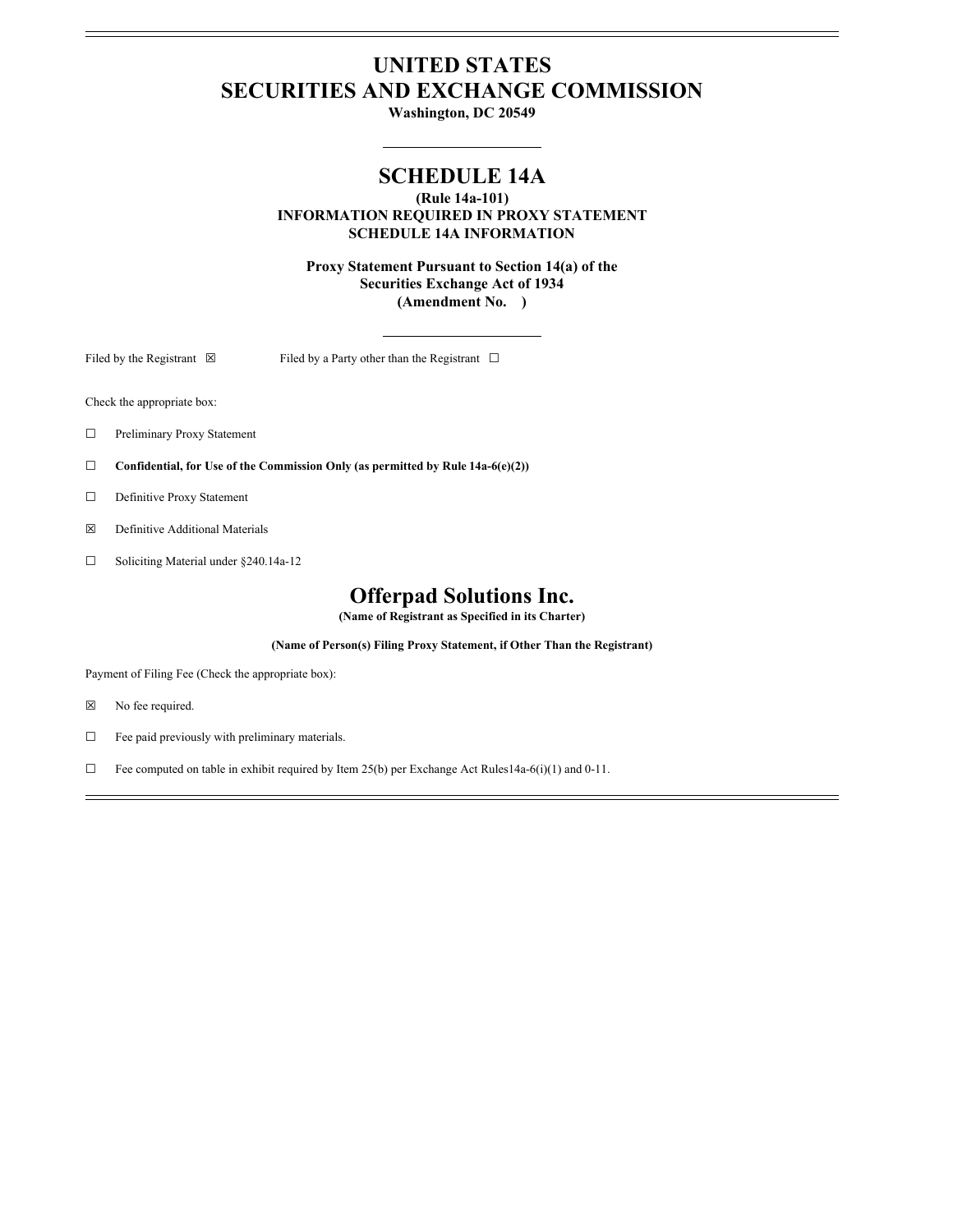# UNITED STATES
# SECURITIES AND EXCHANGE COMMISSION

**Washington, DC 20549**

## SCHEDULE 14A

**(Rule 14a-101)**
**INFORMATION REQUIRED IN PROXY STATEMENT**
**SCHEDULE 14A INFORMATION**

**Proxy Statement Pursuant to Section 14(a) of the Securities Exchange Act of 1934**
**(Amendment No. )**

Filed by the Registrant ☒ Filed by a Party other than the Registrant ☐

Check the appropriate box:

☐ Preliminary Proxy Statement

☐ **Confidential, for Use of the Commission Only (as permitted by Rule 14a-6(e)(2))**

☐ Definitive Proxy Statement

☒ Definitive Additional Materials

☐ Soliciting Material under §240.14a-12

## Offerpad Solutions Inc.

**(Name of Registrant as Specified in its Charter)**

**(Name of Person(s) Filing Proxy Statement, if Other Than the Registrant)**

Payment of Filing Fee (Check the appropriate box):

☒ No fee required.

☐ Fee paid previously with preliminary materials.

☐ Fee computed on table in exhibit required by Item 25(b) per Exchange Act Rules14a-6(i)(1) and 0-11.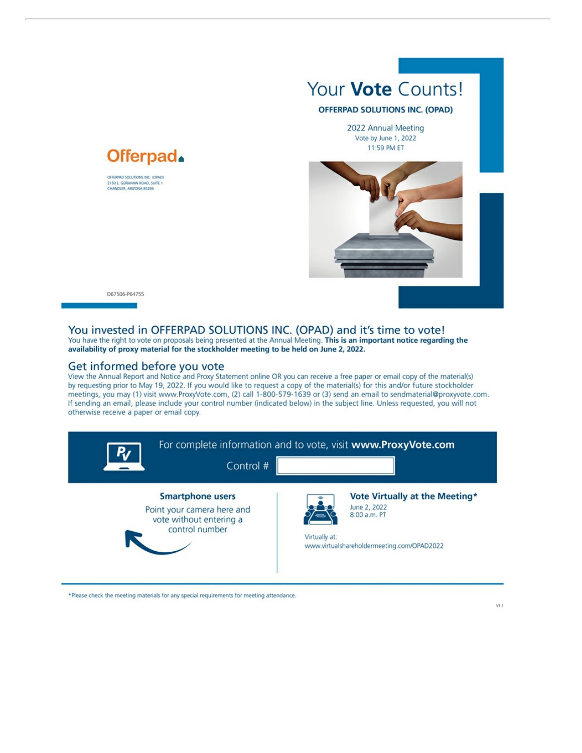Offerpad

OFFERPAD SOLUTIONS INC. (OPAD)
2150 E. GERMANN ROAD, SUITE 1
CHANDLER, ARIZONA 85286

D67506-P64755

# Your **Vote** Counts!

**OFFERPAD SOLUTIONS INC. (OPAD)**

2022 Annual Meeting
Vote by June 1, 2022
11:59 PM ET

## You invested in OFFERPAD SOLUTIONS INC. (OPAD) and it's time to vote!

You have the right to vote on proposals being presented at the Annual Meeting. **This is an important notice regarding the availability of proxy material for the stockholder meeting to be held on June 2, 2022.**

## Get informed before you vote

View the Annual Report and Notice and Proxy Statement online OR you can receive a free paper or email copy of the material(s) by requesting prior to May 19, 2022. If you would like to request a copy of the material(s) for this and/or future stockholder meetings, you may (1) visit www.ProxyVote.com, (2) call 1-800-579-1639 or (3) send an email to sendmaterial@proxyvote.com. If sending an email, please include your control number (indicated below) in the subject line. Unless requested, you will not otherwise receive a paper or email copy.

For complete information and to vote, visit **www.ProxyVote.com**

Control #

**Smartphone users**

Point your camera here and vote without entering a control number

**Vote Virtually at the Meeting***

June 2, 2022
8:00 a.m. PT

Virtually at:
www.virtualshareholdermeeting.com/OPAD2022

*Please check the meeting materials for any special requirements for meeting attendance.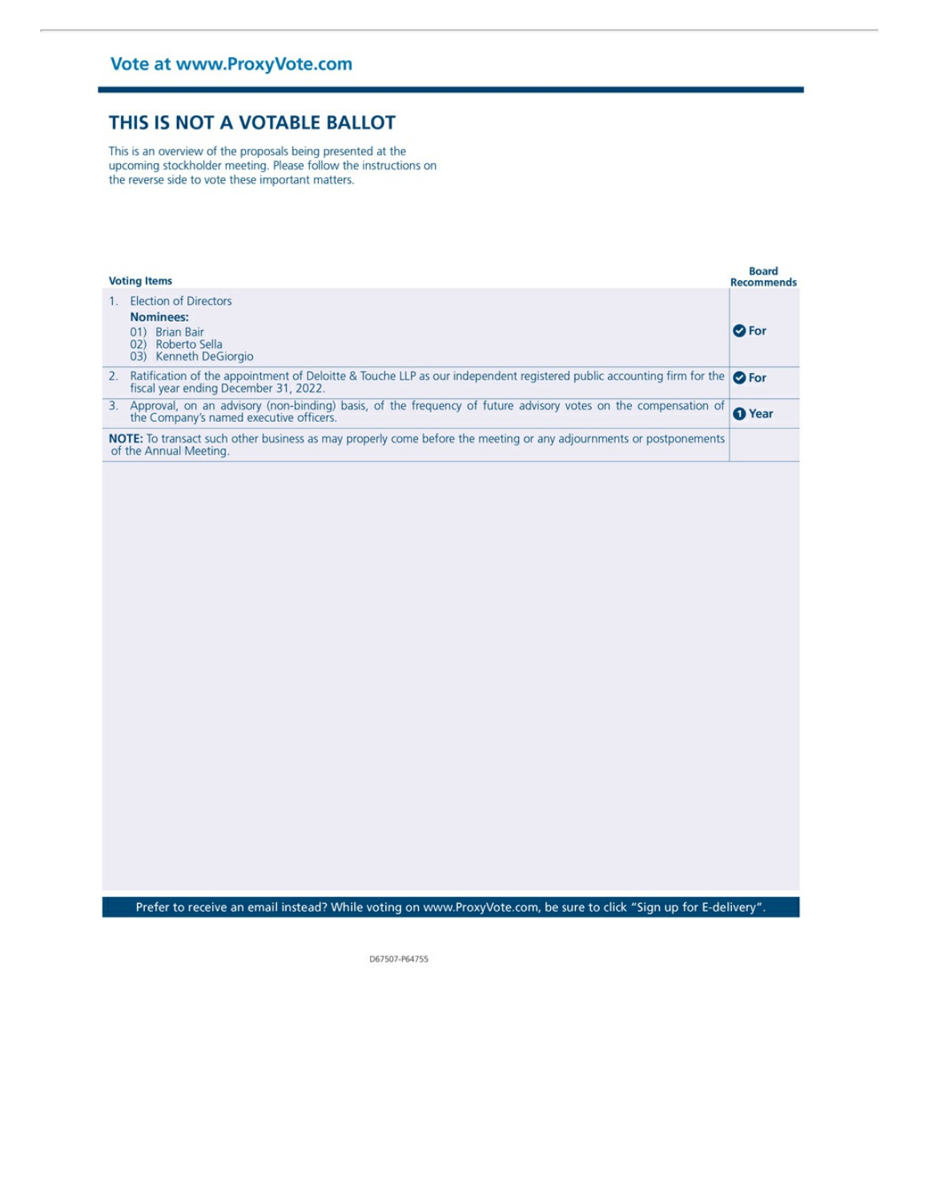## Vote at www.ProxyVote.com

## THIS IS NOT A VOTABLE BALLOT

This is an overview of the proposals being presented at the upcoming stockholder meeting. Please follow the instructions on the reverse side to vote these important matters.

| Voting Items | Board Recommends |
|---|---|
| 1. Election of Directors<br>**Nominees:**<br>01) Brian Bair<br>02) Roberto Sella<br>03) Kenneth DeGiorgio | For |
| 2. Ratification of the appointment of Deloitte & Touche LLP as our independent registered public accounting firm for the fiscal year ending December 31, 2022. | For |
| 3. Approval, on an advisory (non-binding) basis, of the frequency of future advisory votes on the compensation of the Company's named executive officers. | 1 Year |
| **NOTE:** To transact such other business as may properly come before the meeting or any adjournments or postponements of the Annual Meeting. | |

Prefer to receive an email instead? While voting on www.ProxyVote.com, be sure to click "Sign up for E-delivery".

D67507-P64755